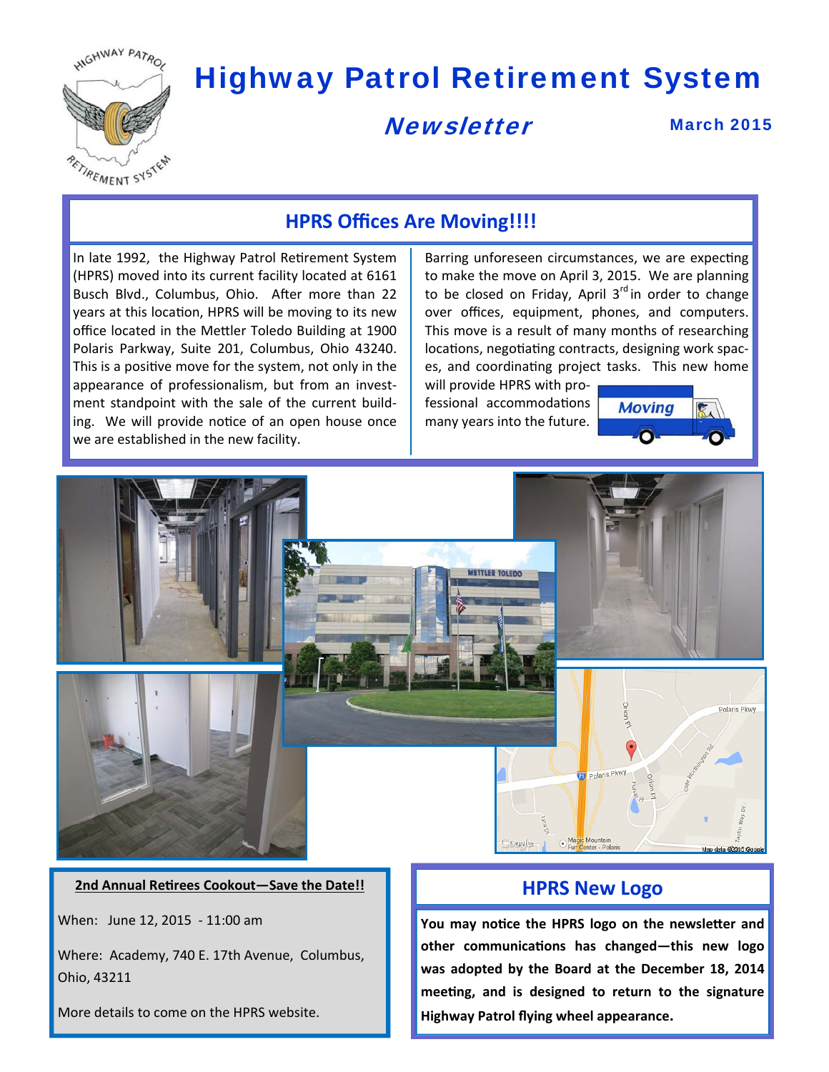# Highway Patrol Retirement System

## Newsletter

March 2015

## HPRS Offices Are Moving!!!!

In late 1992, the Highway Patrol Retirement System (HPRS) moved into its current facility located at 6161 Busch Blvd., Columbus, Ohio. After more than 22 years at this location, HPRS will be moving to its new office located in the Mettler Toledo Building at 1900 Polaris Parkway, Suite 201, Columbus, Ohio 43240. This is a positive move for the system, not only in the appearance of professionalism, but from an investment standpoint with the sale of the current building. We will provide notice of an open house once we are established in the new facility.

Barring unforeseen circumstances, we are expecting to make the move on April 3, 2015. We are planning to be closed on Friday, April 3rd in order to change over offices, equipment, phones, and computers. This move is a result of many months of researching locations, negotiating contracts, designing work spaces, and coordinating project tasks. This new home will provide HPRS with professional accommodations many years into the future.

**2nd Annual Retirees Cookout—Save the Date!!**

When: June 12, 2015 - 11:00 am

Where: Academy, 740 E. 17th Avenue, Columbus, Ohio, 43211

More details to come on the HPRS website.

## HPRS New Logo

**You may notice the HPRS logo on the newsletter and other communications has changed—this new logo was adopted by the Board at the December 18, 2014 meeting, and is designed to return to the signature Highway Patrol flying wheel appearance.**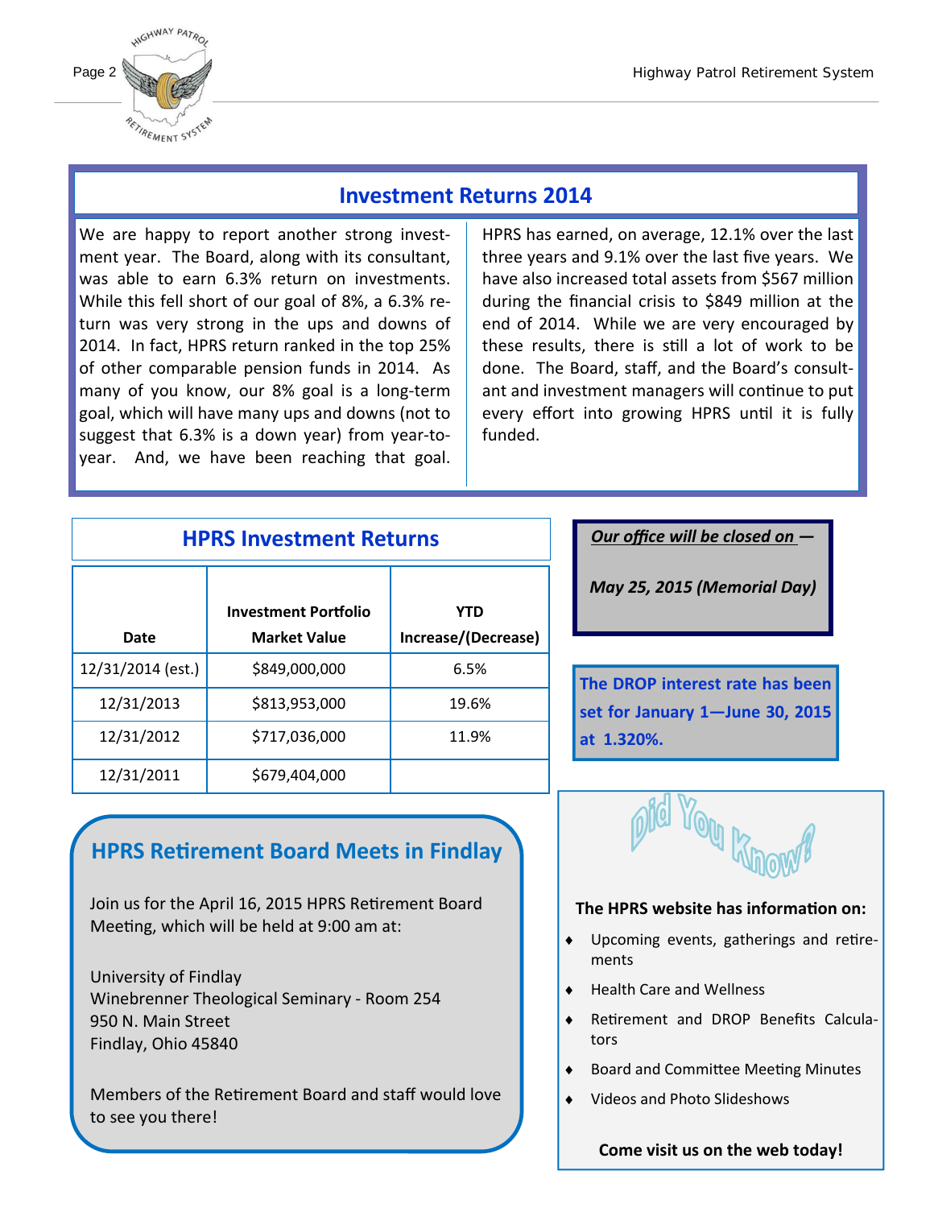## Investment Returns 2014

We are happy to report another strong investment year. The Board, along with its consultant, was able to earn 6.3% return on investments. While this fell short of our goal of 8%, a 6.3% return was very strong in the ups and downs of 2014. In fact, HPRS return ranked in the top 25% of other comparable pension funds in 2014. As many of you know, our 8% goal is a long-term goal, which will have many ups and downs (not to suggest that 6.3% is a down year) from year-to-year. And, we have been reaching that goal. HPRS has earned, on average, 12.1% over the last three years and 9.1% over the last five years. We have also increased total assets from $567 million during the financial crisis to $849 million at the end of 2014. While we are very encouraged by these results, there is still a lot of work to be done. The Board, staff, and the Board's consultant and investment managers will continue to put every effort into growing HPRS until it is fully funded.

## HPRS Investment Returns

| Date | Investment Portfolio Market Value | YTD Increase/(Decrease) |
|---|---|---|
| 12/31/2014 (est.) | $849,000,000 | 6.5% |
| 12/31/2013 | $813,953,000 | 19.6% |
| 12/31/2012 | $717,036,000 | 11.9% |
| 12/31/2011 | $679,404,000 | |

***Our office will be closed on* —**

***May 25, 2015 (Memorial Day)***

**The DROP interest rate has been set for January 1—June 30, 2015 at 1.320%.**

## HPRS Retirement Board Meets in Findlay

Join us for the April 16, 2015 HPRS Retirement Board Meeting, which will be held at 9:00 am at:

University of Findlay
Winebrenner Theological Seminary - Room 254
950 N. Main Street
Findlay, Ohio 45840

Members of the Retirement Board and staff would love to see you there!

## Did You Know?

**The HPRS website has information on:**

- Upcoming events, gatherings and retirements
- Health Care and Wellness
- Retirement and DROP Benefits Calculators
- Board and Committee Meeting Minutes
- Videos and Photo Slideshows

**Come visit us on the web today!**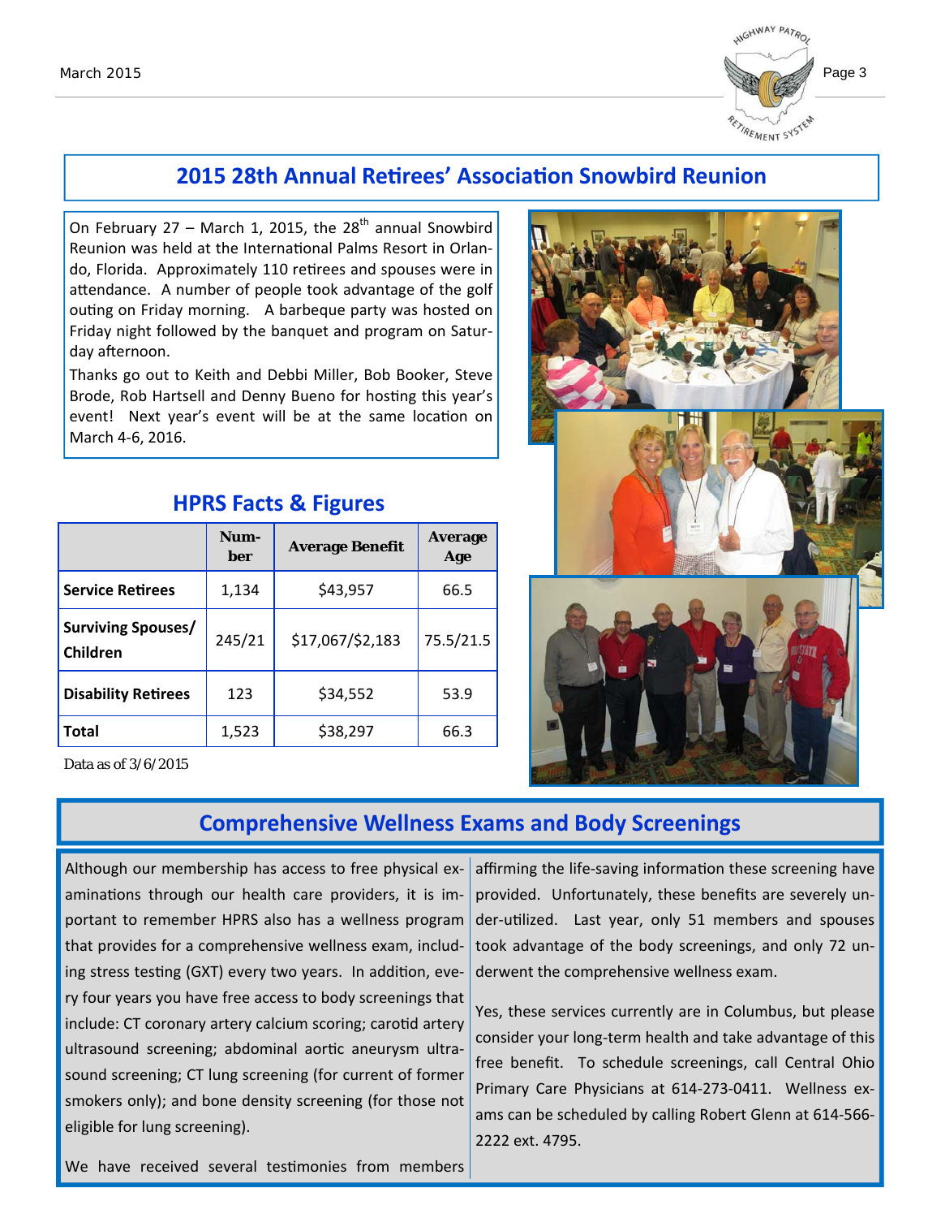## 2015 28th Annual Retirees' Association Snowbird Reunion

On February 27 – March 1, 2015, the 28th annual Snowbird Reunion was held at the International Palms Resort in Orlando, Florida. Approximately 110 retirees and spouses were in attendance. A number of people took advantage of the golf outing on Friday morning. A barbeque party was hosted on Friday night followed by the banquet and program on Saturday afternoon.

Thanks go out to Keith and Debbi Miller, Bob Booker, Steve Brode, Rob Hartsell and Denny Bueno for hosting this year's event! Next year's event will be at the same location on March 4-6, 2016.

## HPRS Facts & Figures

| | Number | Average Benefit | Average Age |
|---|---|---|---|
| **Service Retirees** | 1,134 | $43,957 | 66.5 |
| **Surviving Spouses/ Children** | 245/21 | $17,067/$2,183 | 75.5/21.5 |
| **Disability Retirees** | 123 | $34,552 | 53.9 |
| **Total** | 1,523 | $38,297 | 66.3 |

Data as of 3/6/2015

## Comprehensive Wellness Exams and Body Screenings

Although our membership has access to free physical examinations through our health care providers, it is important to remember HPRS also has a wellness program that provides for a comprehensive wellness exam, including stress testing (GXT) every two years. In addition, every four years you have free access to body screenings that include: CT coronary artery calcium scoring; carotid artery ultrasound screening; abdominal aortic aneurysm ultrasound screening; CT lung screening (for current of former smokers only); and bone density screening (for those not eligible for lung screening).

We have received several testimonies from members affirming the life-saving information these screening have provided. Unfortunately, these benefits are severely under-utilized. Last year, only 51 members and spouses took advantage of the body screenings, and only 72 underwent the comprehensive wellness exam.

Yes, these services currently are in Columbus, but please consider your long-term health and take advantage of this free benefit. To schedule screenings, call Central Ohio Primary Care Physicians at 614-273-0411. Wellness exams can be scheduled by calling Robert Glenn at 614-566-2222 ext. 4795.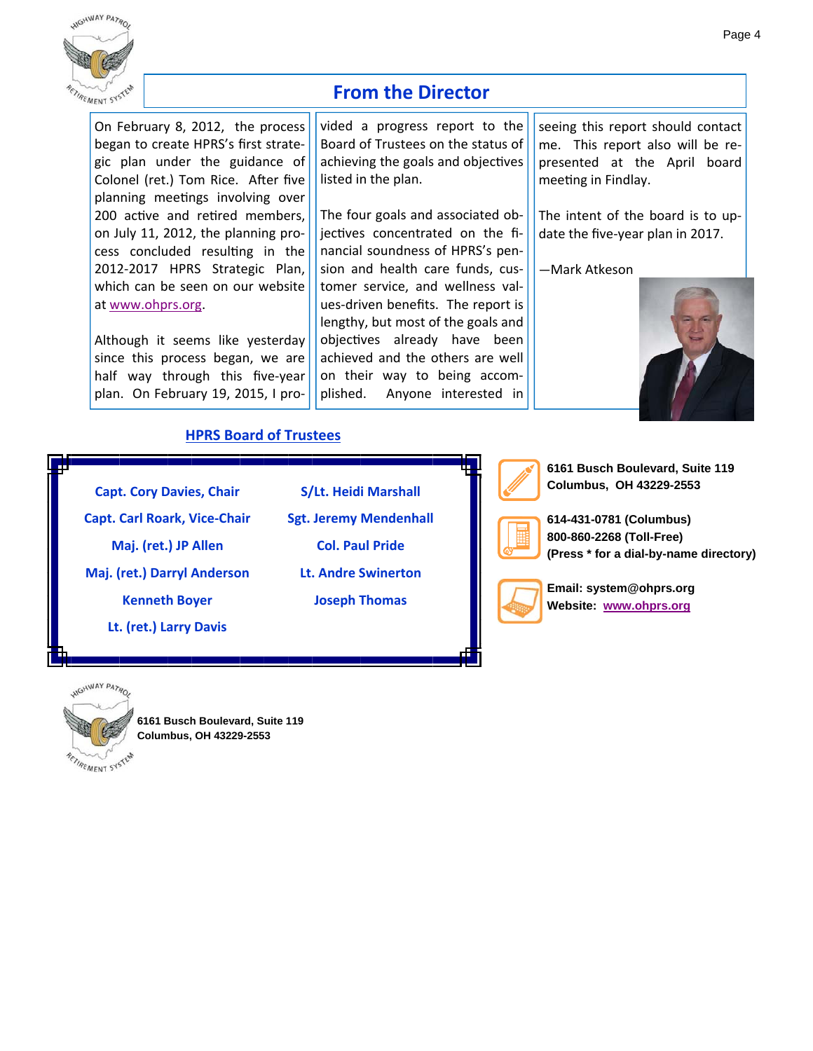## From the Director

On February 8, 2012, the process began to create HPRS's first strategic plan under the guidance of Colonel (ret.) Tom Rice. After five planning meetings involving over 200 active and retired members, on July 11, 2012, the planning process concluded resulting in the 2012-2017 HPRS Strategic Plan, which can be seen on our website at www.ohprs.org.

Although it seems like yesterday since this process began, we are half way through this five-year plan. On February 19, 2015, I provided a progress report to the Board of Trustees on the status of achieving the goals and objectives listed in the plan.

The four goals and associated objectives concentrated on the financial soundness of HPRS's pension and health care funds, customer service, and wellness values-driven benefits. The report is lengthy, but most of the goals and objectives already have been achieved and the others are well on their way to being accomplished. Anyone interested in seeing this report should contact me. This report also will be represented at the April board meeting in Findlay.

The intent of the board is to update the five-year plan in 2017.

—Mark Atkeson

## HPRS Board of Trustees

| | |
|---|---|
| Capt. Cory Davies, Chair | S/Lt. Heidi Marshall |
| Capt. Carl Roark, Vice-Chair | Sgt. Jeremy Mendenhall |
| Maj. (ret.) JP Allen | Col. Paul Pride |
| Maj. (ret.) Darryl Anderson | Lt. Andre Swinerton |
| Kenneth Boyer | Joseph Thomas |
| Lt. (ret.) Larry Davis | |

**6161 Busch Boulevard, Suite 119**
**Columbus, OH 43229-2553**

**614-431-0781 (Columbus)**
**800-860-2268 (Toll-Free)**
**(Press * for a dial-by-name directory)**

**Email: system@ohprs.org**
**Website: www.ohprs.org**

**6161 Busch Boulevard, Suite 119**
**Columbus, OH 43229-2553**